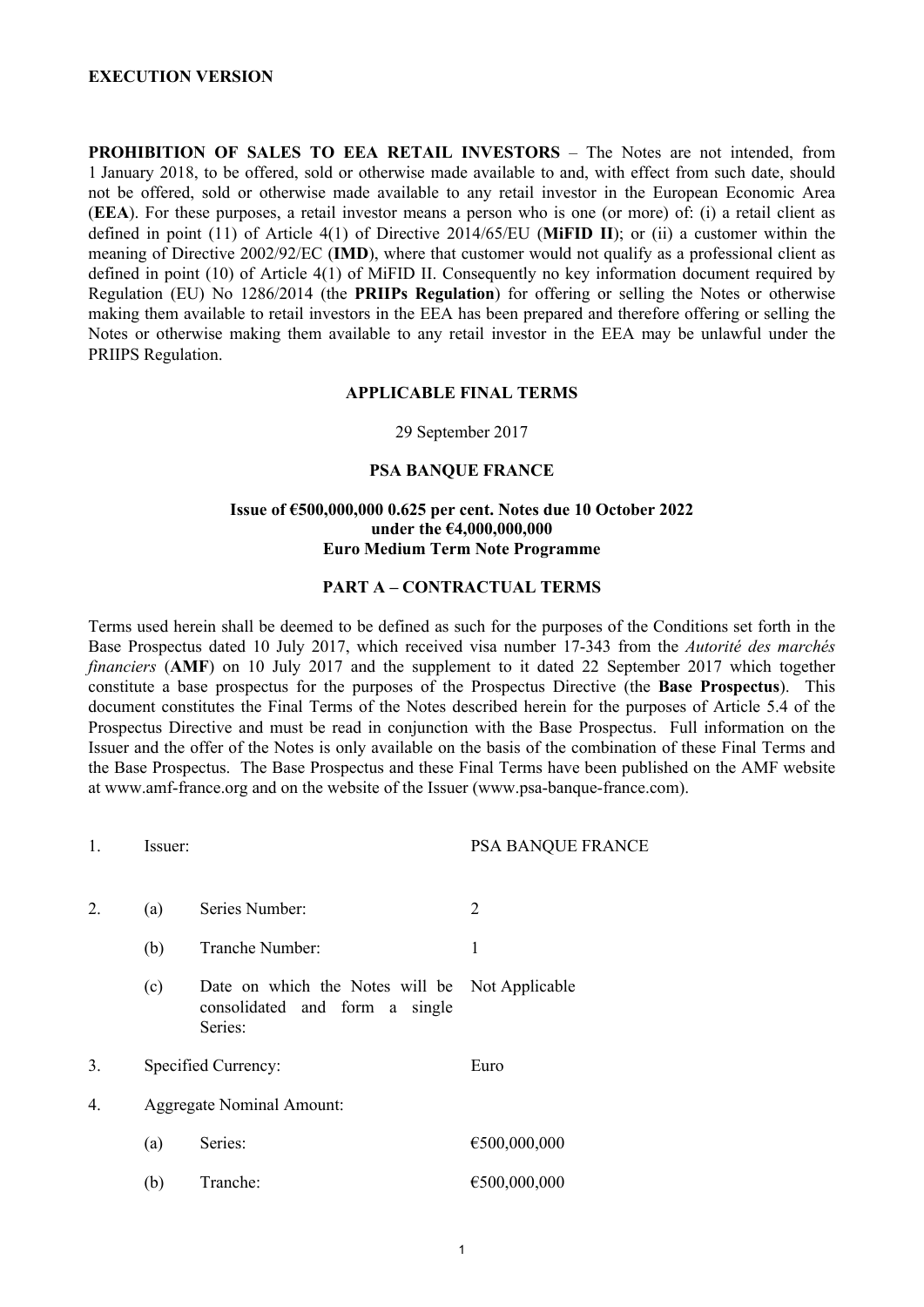**EXECUTION VERSION**

**PROHIBITION OF SALES TO EEA RETAIL INVESTORS** – The Notes are not intended, from 1 January 2018, to be offered, sold or otherwise made available to and, with effect from such date, should not be offered, sold or otherwise made available to any retail investor in the European Economic Area (**EEA**). For these purposes, a retail investor means a person who is one (or more) of: (i) a retail client as defined in point (11) of Article 4(1) of Directive 2014/65/EU (**MiFID II**); or (ii) a customer within the meaning of Directive 2002/92/EC (**IMD**), where that customer would not qualify as a professional client as defined in point (10) of Article 4(1) of MiFID II. Consequently no key information document required by Regulation (EU) No 1286/2014 (the **PRIIPs Regulation**) for offering or selling the Notes or otherwise making them available to retail investors in the EEA has been prepared and therefore offering or selling the Notes or otherwise making them available to any retail investor in the EEA may be unlawful under the PRIIPS Regulation.

**APPLICABLE FINAL TERMS**

29 September 2017

**PSA BANQUE FRANCE**

**Issue of €500,000,000 0.625 per cent. Notes due 10 October 2022
under the €4,000,000,000
Euro Medium Term Note Programme**

**PART A – CONTRACTUAL TERMS**

Terms used herein shall be deemed to be defined as such for the purposes of the Conditions set forth in the Base Prospectus dated 10 July 2017, which received visa number 17-343 from the *Autorité des marchés financiers* (**AMF**) on 10 July 2017 and the supplement to it dated 22 September 2017 which together constitute a base prospectus for the purposes of the Prospectus Directive (the **Base Prospectus**). This document constitutes the Final Terms of the Notes described herein for the purposes of Article 5.4 of the Prospectus Directive and must be read in conjunction with the Base Prospectus. Full information on the Issuer and the offer of the Notes is only available on the basis of the combination of these Final Terms and the Base Prospectus. The Base Prospectus and these Final Terms have been published on the AMF website at www.amf-france.org and on the website of the Issuer (www.psa-banque-france.com).

| | | | |
|---|---|---|---|
| 1. | Issuer: | | PSA BANQUE FRANCE |
| 2. | (a) | Series Number: | 2 |
| | (b) | Tranche Number: | 1 |
| | (c) | Date on which the Notes will be consolidated and form a single Series: | Not Applicable |
| 3. | Specified Currency: | | Euro |
| 4. | Aggregate Nominal Amount: | | |
| | (a) | Series: | €500,000,000 |
| | (b) | Tranche: | €500,000,000 |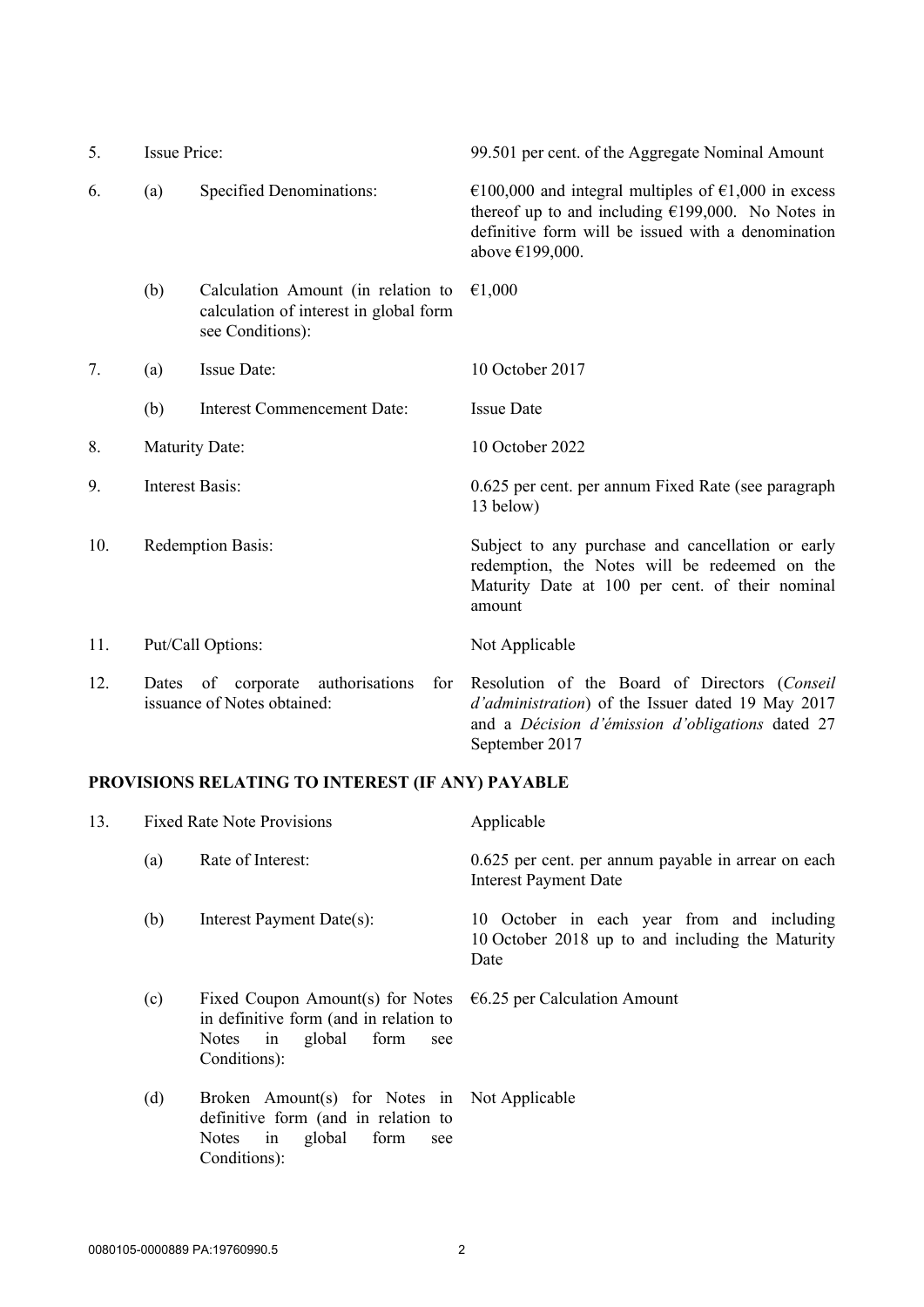| | | | |
|---|---|---|---|
| 5. | Issue Price: | | 99.501 per cent. of the Aggregate Nominal Amount |
| 6. | (a) | Specified Denominations: | €100,000 and integral multiples of €1,000 in excess thereof up to and including €199,000. No Notes in definitive form will be issued with a denomination above €199,000. |
| | (b) | Calculation Amount (in relation to calculation of interest in global form see Conditions): | €1,000 |
| 7. | (a) | Issue Date: | 10 October 2017 |
| | (b) | Interest Commencement Date: | Issue Date |
| 8. | Maturity Date: | | 10 October 2022 |
| 9. | Interest Basis: | | 0.625 per cent. per annum Fixed Rate (see paragraph 13 below) |
| 10. | Redemption Basis: | | Subject to any purchase and cancellation or early redemption, the Notes will be redeemed on the Maturity Date at 100 per cent. of their nominal amount |
| 11. | Put/Call Options: | | Not Applicable |
| 12. | Dates of corporate authorisations for issuance of Notes obtained: | | Resolution of the Board of Directors (*Conseil d'administration*) of the Issuer dated 19 May 2017 and a *Décision d'émission d'obligations* dated 27 September 2017 |

**PROVISIONS RELATING TO INTEREST (IF ANY) PAYABLE**

| | | | |
|---|---|---|---|
| 13. | Fixed Rate Note Provisions | | Applicable |
| | (a) | Rate of Interest: | 0.625 per cent. per annum payable in arrear on each Interest Payment Date |
| | (b) | Interest Payment Date(s): | 10 October in each year from and including 10 October 2018 up to and including the Maturity Date |
| | (c) | Fixed Coupon Amount(s) for Notes in definitive form (and in relation to Notes in global form see Conditions): | €6.25 per Calculation Amount |
| | (d) | Broken Amount(s) for Notes in definitive form (and in relation to Notes in global form see Conditions): | Not Applicable |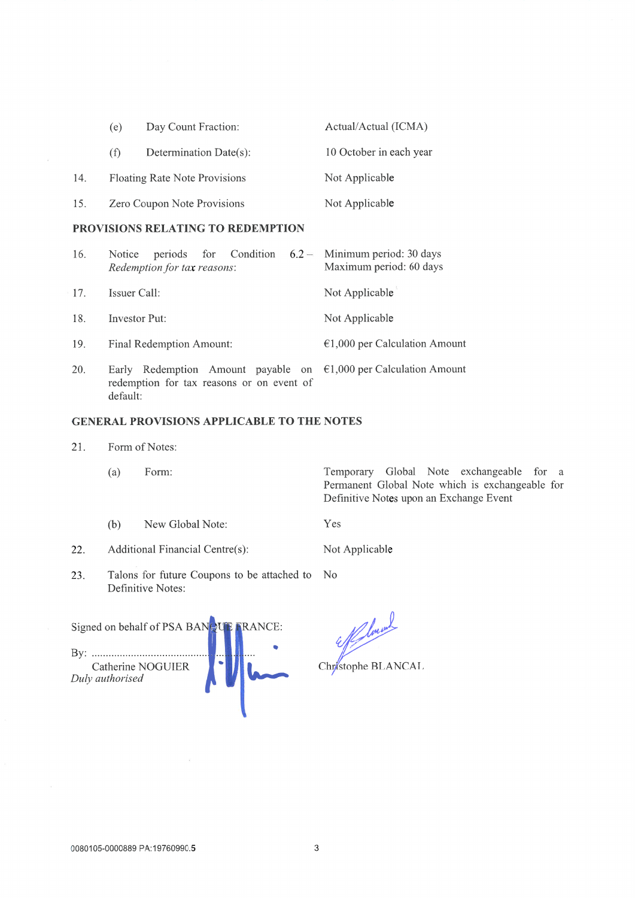| | | |
|---|---|---|
| | (e) Day Count Fraction: | Actual/Actual (ICMA) |
| | (f) Determination Date(s): | 10 October in each year |
| 14. | Floating Rate Note Provisions | Not Applicable |
| 15. | Zero Coupon Note Provisions | Not Applicable |

## PROVISIONS RELATING TO REDEMPTION

| | | |
|---|---|---|
| 16. | Notice periods for Condition 6.2 – *Redemption for tax reasons*: | Minimum period: 30 days<br>Maximum period: 60 days |
| 17. | Issuer Call: | Not Applicable |
| 18. | Investor Put: | Not Applicable |
| 19. | Final Redemption Amount: | €1,000 per Calculation Amount |
| 20. | Early Redemption Amount payable on redemption for tax reasons or on event of default: | €1,000 per Calculation Amount |

## GENERAL PROVISIONS APPLICABLE TO THE NOTES

| | | |
|---|---|---|
| 21. | Form of Notes: | |
| | (a) Form: | Temporary Global Note exchangeable for a Permanent Global Note which is exchangeable for Definitive Notes upon an Exchange Event |
| | (b) New Global Note: | Yes |
| 22. | Additional Financial Centre(s): | Not Applicable |
| 23. | Talons for future Coupons to be attached to Definitive Notes: | No |

Signed on behalf of PSA BANQUE FRANCE:

By: ..........................................................

Catherine NOGUIER
*Duly authorised*

Christophe BLANCAL

0080105-0000889 PA:19760990.5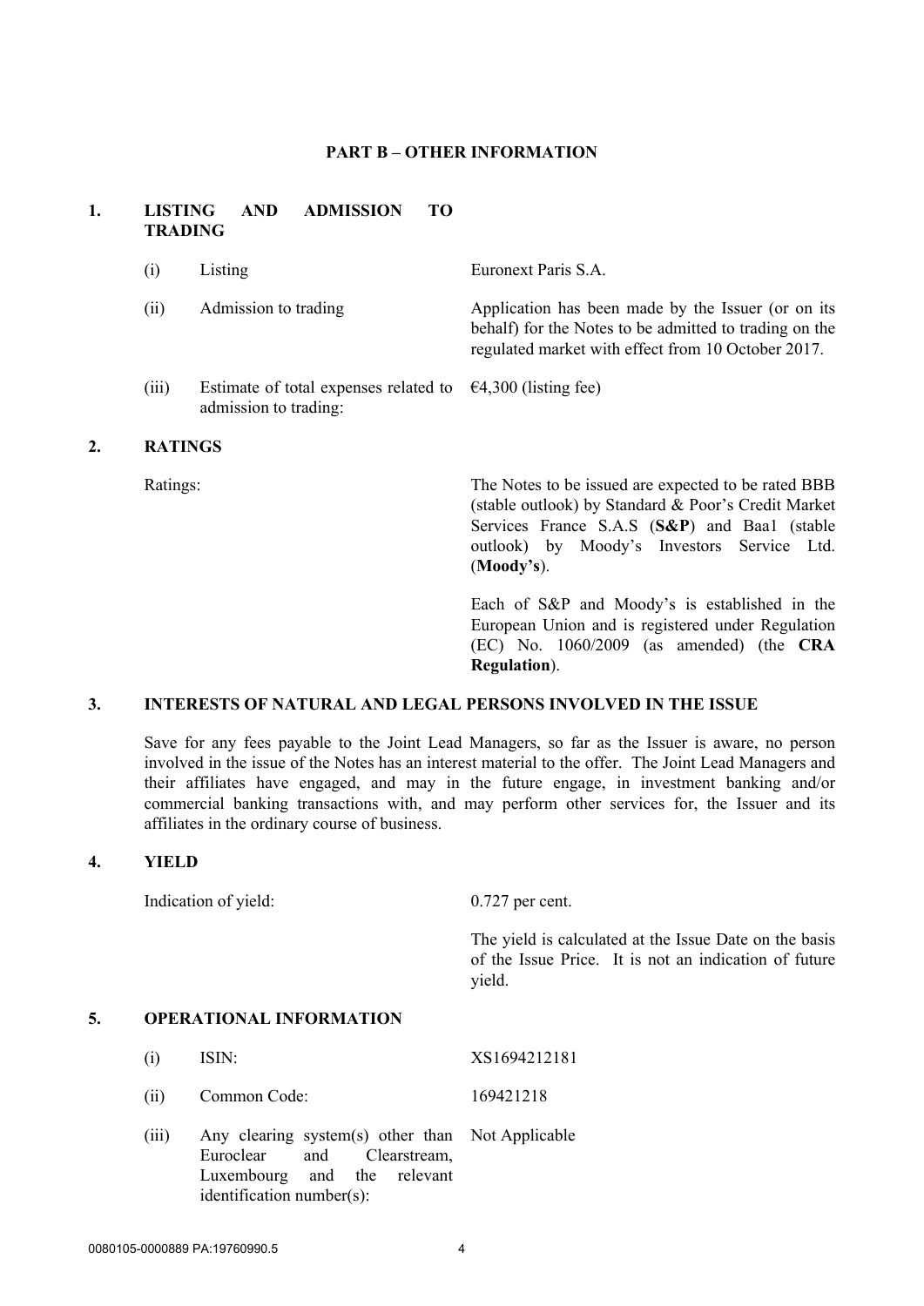## PART B – OTHER INFORMATION

### 1. LISTING AND ADMISSION TO TRADING

| | | |
|---|---|---|
| (i) | Listing | Euronext Paris S.A. |
| (ii) | Admission to trading | Application has been made by the Issuer (or on its behalf) for the Notes to be admitted to trading on the regulated market with effect from 10 October 2017. |
| (iii) | Estimate of total expenses related to admission to trading: | €4,300 (listing fee) |

### 2. RATINGS

Ratings: The Notes to be issued are expected to be rated BBB (stable outlook) by Standard & Poor's Credit Market Services France S.A.S (**S&P**) and Baa1 (stable outlook) by Moody's Investors Service Ltd. (**Moody's**).

Each of S&P and Moody's is established in the European Union and is registered under Regulation (EC) No. 1060/2009 (as amended) (the **CRA Regulation**).

### 3. INTERESTS OF NATURAL AND LEGAL PERSONS INVOLVED IN THE ISSUE

Save for any fees payable to the Joint Lead Managers, so far as the Issuer is aware, no person involved in the issue of the Notes has an interest material to the offer. The Joint Lead Managers and their affiliates have engaged, and may in the future engage, in investment banking and/or commercial banking transactions with, and may perform other services for, the Issuer and its affiliates in the ordinary course of business.

### 4. YIELD

Indication of yield: 0.727 per cent.

The yield is calculated at the Issue Date on the basis of the Issue Price. It is not an indication of future yield.

### 5. OPERATIONAL INFORMATION

| | | |
|---|---|---|
| (i) | ISIN: | XS1694212181 |
| (ii) | Common Code: | 169421218 |
| (iii) | Any clearing system(s) other than Euroclear and Clearstream, Luxembourg and the relevant identification number(s): | Not Applicable |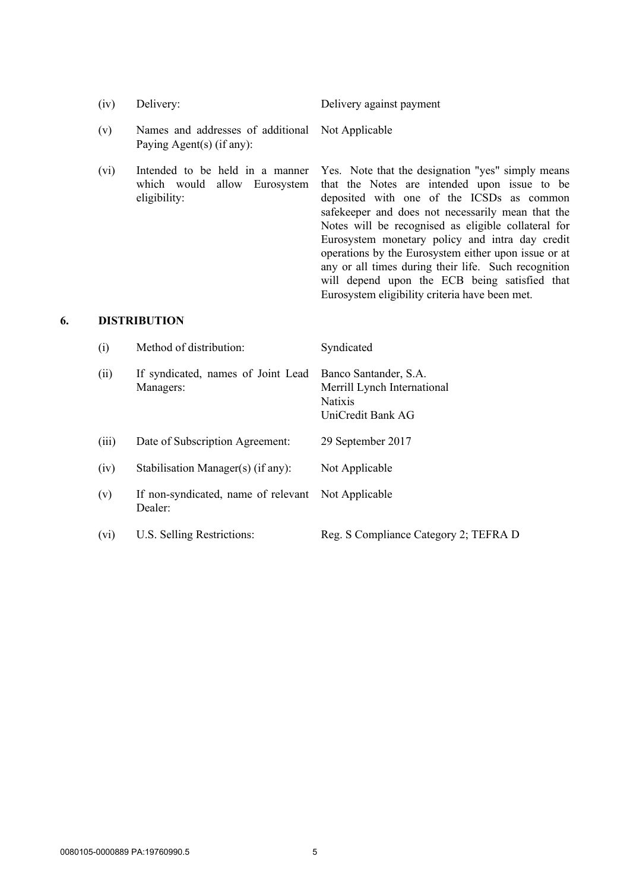| | | |
|---|---|---|
| (iv) | Delivery: | Delivery against payment |
| (v) | Names and addresses of additional Paying Agent(s) (if any): | Not Applicable |
| (vi) | Intended to be held in a manner which would allow Eurosystem eligibility: | Yes. Note that the designation "yes" simply means that the Notes are intended upon issue to be deposited with one of the ICSDs as common safekeeper and does not necessarily mean that the Notes will be recognised as eligible collateral for Eurosystem monetary policy and intra day credit operations by the Eurosystem either upon issue or at any or all times during their life. Such recognition will depend upon the ECB being satisfied that Eurosystem eligibility criteria have been met. |

## 6. DISTRIBUTION

| | | |
|---|---|---|
| (i) | Method of distribution: | Syndicated |
| (ii) | If syndicated, names of Joint Lead Managers: | Banco Santander, S.A.<br>Merrill Lynch International<br>Natixis<br>UniCredit Bank AG |
| (iii) | Date of Subscription Agreement: | 29 September 2017 |
| (iv) | Stabilisation Manager(s) (if any): | Not Applicable |
| (v) | If non-syndicated, name of relevant Dealer: | Not Applicable |
| (vi) | U.S. Selling Restrictions: | Reg. S Compliance Category 2; TEFRA D |

0080105-0000889 PA:19760990.5